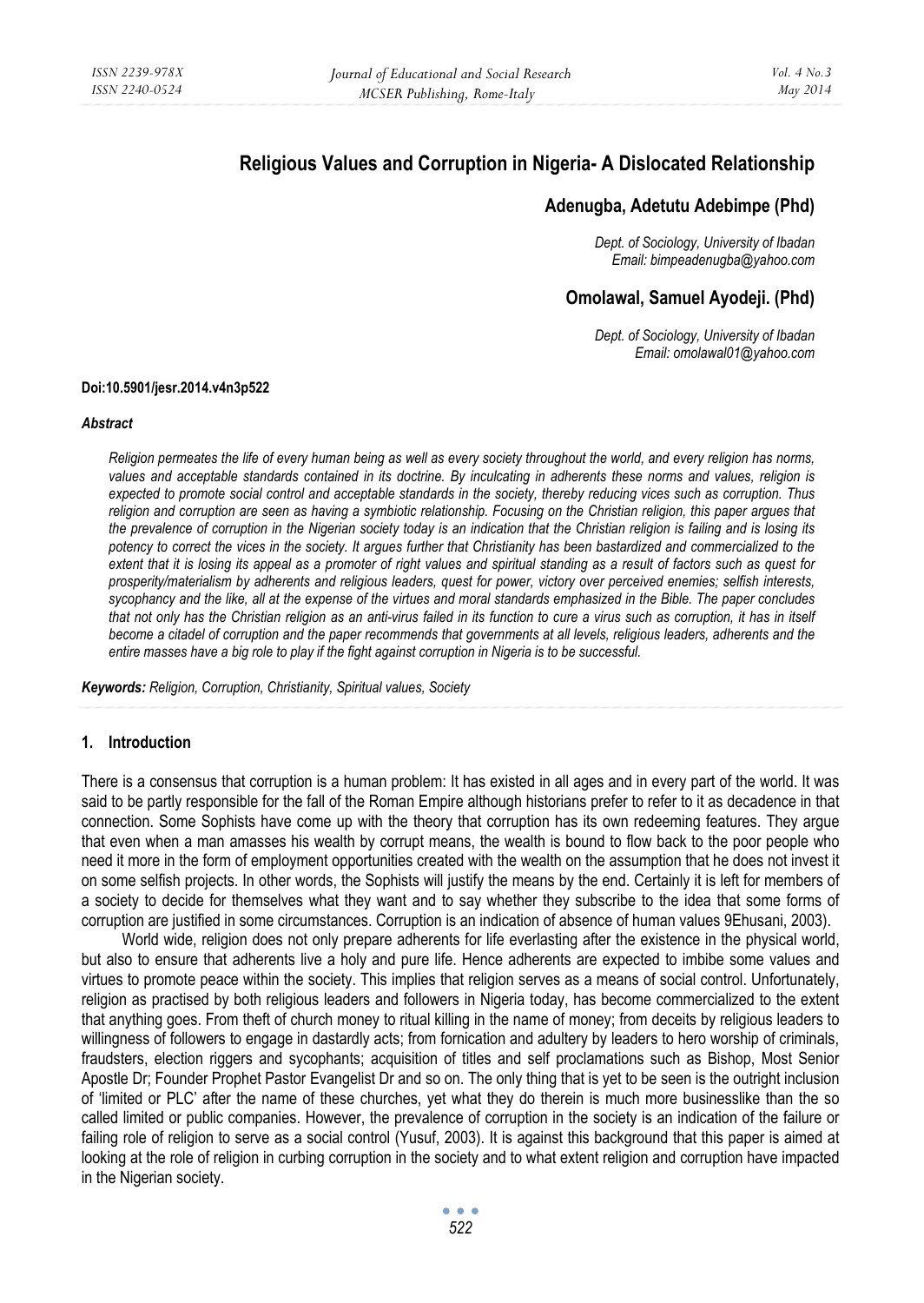# Religious Values and Corruption in Nigeria- A Dislocated Relationship

## Adenugba, Adetutu Adebimpe (Phd)

*Dept. of Sociology, University of Ibadan*
*Email: bimpeadenugba@yahoo.com*

## Omolawal, Samuel Ayodeji. (Phd)

*Dept. of Sociology, University of Ibadan*
*Email: omolawal01@yahoo.com*

**Doi:10.5901/jesr.2014.v4n3p522**

***Abstract***

*Religion permeates the life of every human being as well as every society throughout the world, and every religion has norms, values and acceptable standards contained in its doctrine. By inculcating in adherents these norms and values, religion is expected to promote social control and acceptable standards in the society, thereby reducing vices such as corruption. Thus religion and corruption are seen as having a symbiotic relationship. Focusing on the Christian religion, this paper argues that the prevalence of corruption in the Nigerian society today is an indication that the Christian religion is failing and is losing its potency to correct the vices in the society. It argues further that Christianity has been bastardized and commercialized to the extent that it is losing its appeal as a promoter of right values and spiritual standing as a result of factors such as quest for prosperity/materialism by adherents and religious leaders, quest for power, victory over perceived enemies; selfish interests, sycophancy and the like, all at the expense of the virtues and moral standards emphasized in the Bible. The paper concludes that not only has the Christian religion as an anti-virus failed in its function to cure a virus such as corruption, it has in itself become a citadel of corruption and the paper recommends that governments at all levels, religious leaders, adherents and the entire masses have a big role to play if the fight against corruption in Nigeria is to be successful.*

***Keywords:*** *Religion, Corruption, Christianity, Spiritual values, Society*

## 1. Introduction

There is a consensus that corruption is a human problem: It has existed in all ages and in every part of the world. It was said to be partly responsible for the fall of the Roman Empire although historians prefer to refer to it as decadence in that connection. Some Sophists have come up with the theory that corruption has its own redeeming features. They argue that even when a man amasses his wealth by corrupt means, the wealth is bound to flow back to the poor people who need it more in the form of employment opportunities created with the wealth on the assumption that he does not invest it on some selfish projects. In other words, the Sophists will justify the means by the end. Certainly it is left for members of a society to decide for themselves what they want and to say whether they subscribe to the idea that some forms of corruption are justified in some circumstances. Corruption is an indication of absence of human values 9Ehusani, 2003).

World wide, religion does not only prepare adherents for life everlasting after the existence in the physical world, but also to ensure that adherents live a holy and pure life. Hence adherents are expected to imbibe some values and virtues to promote peace within the society. This implies that religion serves as a means of social control. Unfortunately, religion as practised by both religious leaders and followers in Nigeria today, has become commercialized to the extent that anything goes. From theft of church money to ritual killing in the name of money; from deceits by religious leaders to willingness of followers to engage in dastardly acts; from fornication and adultery by leaders to hero worship of criminals, fraudsters, election riggers and sycophants; acquisition of titles and self proclamations such as Bishop, Most Senior Apostle Dr; Founder Prophet Pastor Evangelist Dr and so on. The only thing that is yet to be seen is the outright inclusion of 'limited or PLC' after the name of these churches, yet what they do therein is much more businesslike than the so called limited or public companies. However, the prevalence of corruption in the society is an indication of the failure or failing role of religion to serve as a social control (Yusuf, 2003). It is against this background that this paper is aimed at looking at the role of religion in curbing corruption in the society and to what extent religion and corruption have impacted in the Nigerian society.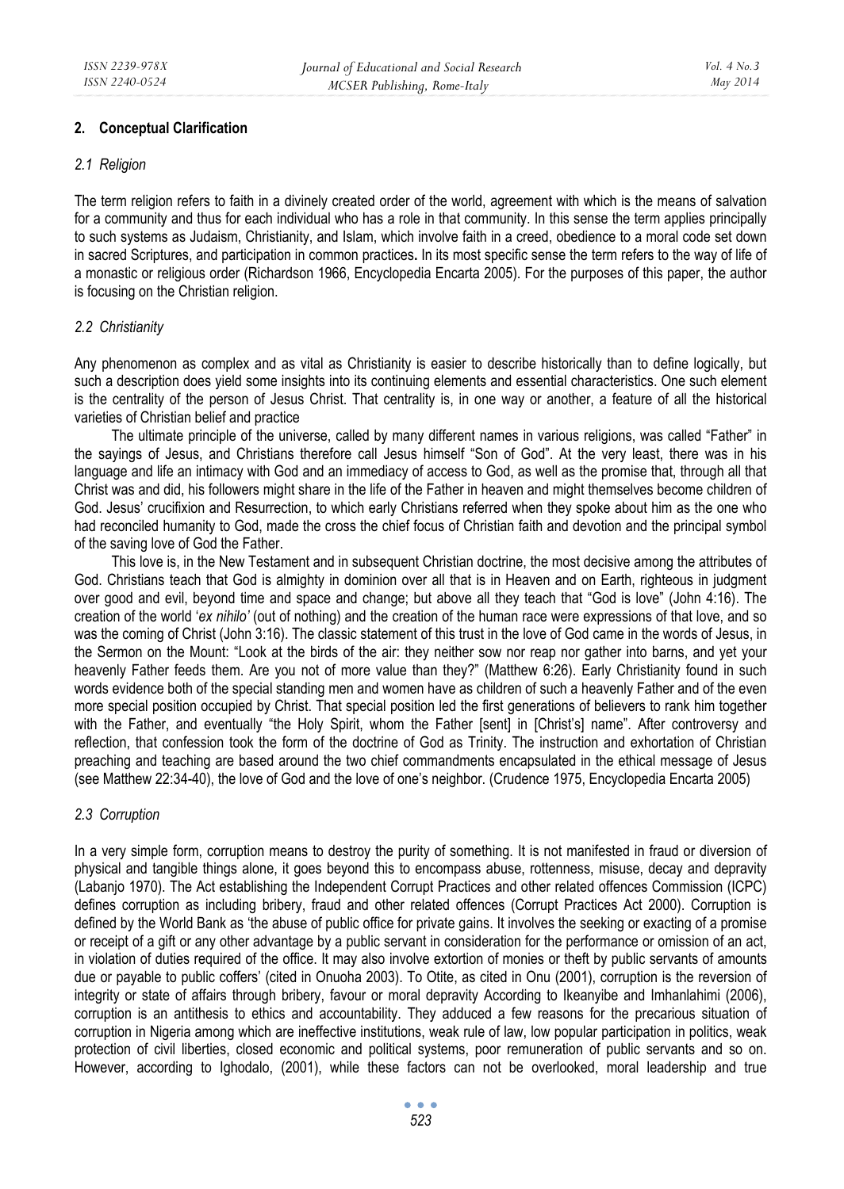## 2. Conceptual Clarification

### *2.1 Religion*

The term religion refers to faith in a divinely created order of the world, agreement with which is the means of salvation for a community and thus for each individual who has a role in that community. In this sense the term applies principally to such systems as Judaism, Christianity, and Islam, which involve faith in a creed, obedience to a moral code set down in sacred Scriptures, and participation in common practices**.** In its most specific sense the term refers to the way of life of a monastic or religious order (Richardson 1966, Encyclopedia Encarta 2005). For the purposes of this paper, the author is focusing on the Christian religion.

### *2.2 Christianity*

Any phenomenon as complex and as vital as Christianity is easier to describe historically than to define logically, but such a description does yield some insights into its continuing elements and essential characteristics. One such element is the centrality of the person of Jesus Christ. That centrality is, in one way or another, a feature of all the historical varieties of Christian belief and practice

The ultimate principle of the universe, called by many different names in various religions, was called "Father" in the sayings of Jesus, and Christians therefore call Jesus himself "Son of God". At the very least, there was in his language and life an intimacy with God and an immediacy of access to God, as well as the promise that, through all that Christ was and did, his followers might share in the life of the Father in heaven and might themselves become children of God. Jesus' crucifixion and Resurrection, to which early Christians referred when they spoke about him as the one who had reconciled humanity to God, made the cross the chief focus of Christian faith and devotion and the principal symbol of the saving love of God the Father.

This love is, in the New Testament and in subsequent Christian doctrine, the most decisive among the attributes of God. Christians teach that God is almighty in dominion over all that is in Heaven and on Earth, righteous in judgment over good and evil, beyond time and space and change; but above all they teach that "God is love" (John 4:16). The creation of the world '*ex nihilo'* (out of nothing) and the creation of the human race were expressions of that love, and so was the coming of Christ (John 3:16). The classic statement of this trust in the love of God came in the words of Jesus, in the Sermon on the Mount: "Look at the birds of the air: they neither sow nor reap nor gather into barns, and yet your heavenly Father feeds them. Are you not of more value than they?" (Matthew 6:26). Early Christianity found in such words evidence both of the special standing men and women have as children of such a heavenly Father and of the even more special position occupied by Christ. That special position led the first generations of believers to rank him together with the Father, and eventually "the Holy Spirit, whom the Father [sent] in [Christ's] name". After controversy and reflection, that confession took the form of the doctrine of God as Trinity. The instruction and exhortation of Christian preaching and teaching are based around the two chief commandments encapsulated in the ethical message of Jesus (see Matthew 22:34-40), the love of God and the love of one's neighbor. (Crudence 1975, Encyclopedia Encarta 2005)

### *2.3 Corruption*

In a very simple form, corruption means to destroy the purity of something. It is not manifested in fraud or diversion of physical and tangible things alone, it goes beyond this to encompass abuse, rottenness, misuse, decay and depravity (Labanjo 1970). The Act establishing the Independent Corrupt Practices and other related offences Commission (ICPC) defines corruption as including bribery, fraud and other related offences (Corrupt Practices Act 2000). Corruption is defined by the World Bank as 'the abuse of public office for private gains. It involves the seeking or exacting of a promise or receipt of a gift or any other advantage by a public servant in consideration for the performance or omission of an act, in violation of duties required of the office. It may also involve extortion of monies or theft by public servants of amounts due or payable to public coffers' (cited in Onuoha 2003). To Otite, as cited in Onu (2001), corruption is the reversion of integrity or state of affairs through bribery, favour or moral depravity According to Ikeanyibe and Imhanlahimi (2006), corruption is an antithesis to ethics and accountability. They adduced a few reasons for the precarious situation of corruption in Nigeria among which are ineffective institutions, weak rule of law, low popular participation in politics, weak protection of civil liberties, closed economic and political systems, poor remuneration of public servants and so on. However, according to Ighodalo, (2001), while these factors can not be overlooked, moral leadership and true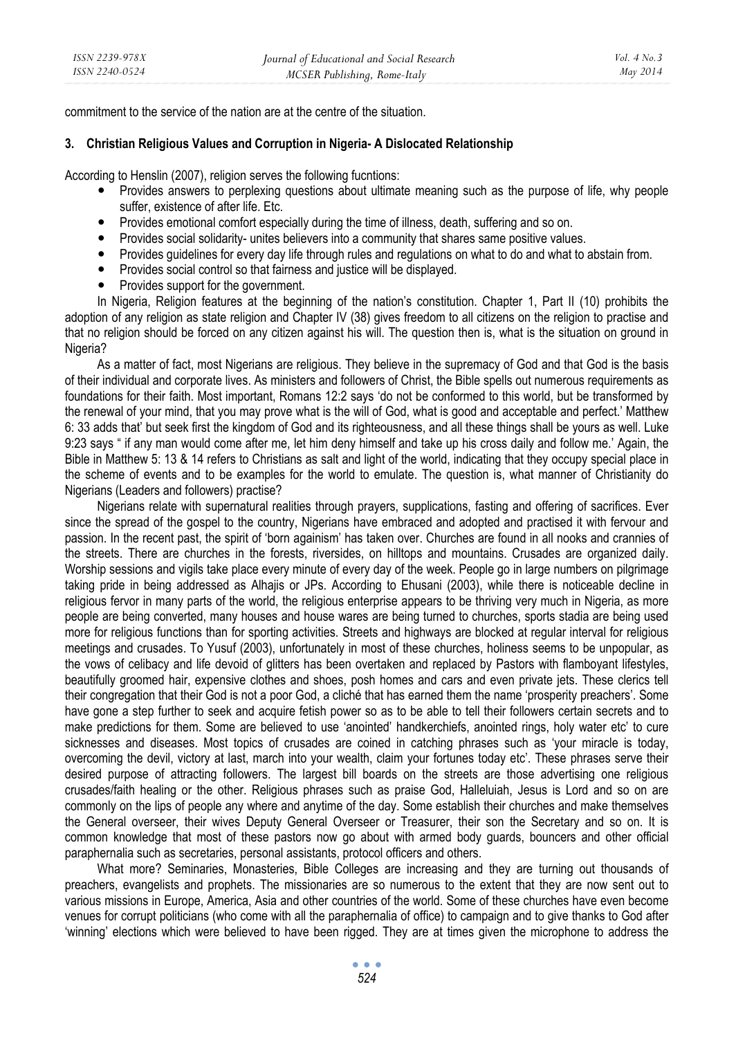commitment to the service of the nation are at the centre of the situation.

### 3. Christian Religious Values and Corruption in Nigeria- A Dislocated Relationship

According to Henslin (2007), religion serves the following fucntions:

- Provides answers to perplexing questions about ultimate meaning such as the purpose of life, why people suffer, existence of after life. Etc.
- Provides emotional comfort especially during the time of illness, death, suffering and so on.
- Provides social solidarity- unites believers into a community that shares same positive values.
- Provides guidelines for every day life through rules and regulations on what to do and what to abstain from.
- Provides social control so that fairness and justice will be displayed.
- Provides support for the government.

In Nigeria, Religion features at the beginning of the nation's constitution. Chapter 1, Part II (10) prohibits the adoption of any religion as state religion and Chapter IV (38) gives freedom to all citizens on the religion to practise and that no religion should be forced on any citizen against his will. The question then is, what is the situation on ground in Nigeria?

As a matter of fact, most Nigerians are religious. They believe in the supremacy of God and that God is the basis of their individual and corporate lives. As ministers and followers of Christ, the Bible spells out numerous requirements as foundations for their faith. Most important, Romans 12:2 says 'do not be conformed to this world, but be transformed by the renewal of your mind, that you may prove what is the will of God, what is good and acceptable and perfect.' Matthew 6: 33 adds that' but seek first the kingdom of God and its righteousness, and all these things shall be yours as well. Luke 9:23 says " if any man would come after me, let him deny himself and take up his cross daily and follow me.' Again, the Bible in Matthew 5: 13 & 14 refers to Christians as salt and light of the world, indicating that they occupy special place in the scheme of events and to be examples for the world to emulate. The question is, what manner of Christianity do Nigerians (Leaders and followers) practise?

Nigerians relate with supernatural realities through prayers, supplications, fasting and offering of sacrifices. Ever since the spread of the gospel to the country, Nigerians have embraced and adopted and practised it with fervour and passion. In the recent past, the spirit of 'born againism' has taken over. Churches are found in all nooks and crannies of the streets. There are churches in the forests, riversides, on hilltops and mountains. Crusades are organized daily. Worship sessions and vigils take place every minute of every day of the week. People go in large numbers on pilgrimage taking pride in being addressed as Alhajis or JPs. According to Ehusani (2003), while there is noticeable decline in religious fervor in many parts of the world, the religious enterprise appears to be thriving very much in Nigeria, as more people are being converted, many houses and house wares are being turned to churches, sports stadia are being used more for religious functions than for sporting activities. Streets and highways are blocked at regular interval for religious meetings and crusades. To Yusuf (2003), unfortunately in most of these churches, holiness seems to be unpopular, as the vows of celibacy and life devoid of glitters has been overtaken and replaced by Pastors with flamboyant lifestyles, beautifully groomed hair, expensive clothes and shoes, posh homes and cars and even private jets. These clerics tell their congregation that their God is not a poor God, a cliché that has earned them the name 'prosperity preachers'. Some have gone a step further to seek and acquire fetish power so as to be able to tell their followers certain secrets and to make predictions for them. Some are believed to use 'anointed' handkerchiefs, anointed rings, holy water etc' to cure sicknesses and diseases. Most topics of crusades are coined in catching phrases such as 'your miracle is today, overcoming the devil, victory at last, march into your wealth, claim your fortunes today etc'. These phrases serve their desired purpose of attracting followers. The largest bill boards on the streets are those advertising one religious crusades/faith healing or the other. Religious phrases such as praise God, Halleluiah, Jesus is Lord and so on are commonly on the lips of people any where and anytime of the day. Some establish their churches and make themselves the General overseer, their wives Deputy General Overseer or Treasurer, their son the Secretary and so on. It is common knowledge that most of these pastors now go about with armed body guards, bouncers and other official paraphernalia such as secretaries, personal assistants, protocol officers and others.

What more? Seminaries, Monasteries, Bible Colleges are increasing and they are turning out thousands of preachers, evangelists and prophets. The missionaries are so numerous to the extent that they are now sent out to various missions in Europe, America, Asia and other countries of the world. Some of these churches have even become venues for corrupt politicians (who come with all the paraphernalia of office) to campaign and to give thanks to God after 'winning' elections which were believed to have been rigged. They are at times given the microphone to address the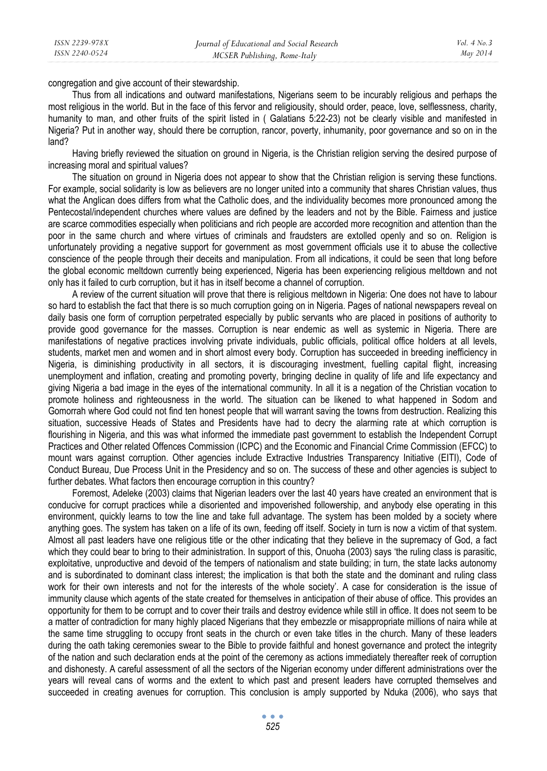congregation and give account of their stewardship.

Thus from all indications and outward manifestations, Nigerians seem to be incurably religious and perhaps the most religious in the world. But in the face of this fervor and religiousity, should order, peace, love, selflessness, charity, humanity to man, and other fruits of the spirit listed in ( Galatians 5:22-23) not be clearly visible and manifested in Nigeria? Put in another way, should there be corruption, rancor, poverty, inhumanity, poor governance and so on in the land?

Having briefly reviewed the situation on ground in Nigeria, is the Christian religion serving the desired purpose of increasing moral and spiritual values?

The situation on ground in Nigeria does not appear to show that the Christian religion is serving these functions. For example, social solidarity is low as believers are no longer united into a community that shares Christian values, thus what the Anglican does differs from what the Catholic does, and the individuality becomes more pronounced among the Pentecostal/independent churches where values are defined by the leaders and not by the Bible. Fairness and justice are scarce commodities especially when politicians and rich people are accorded more recognition and attention than the poor in the same church and where virtues of criminals and fraudsters are extolled openly and so on. Religion is unfortunately providing a negative support for government as most government officials use it to abuse the collective conscience of the people through their deceits and manipulation. From all indications, it could be seen that long before the global economic meltdown currently being experienced, Nigeria has been experiencing religious meltdown and not only has it failed to curb corruption, but it has in itself become a channel of corruption.

A review of the current situation will prove that there is religious meltdown in Nigeria: One does not have to labour so hard to establish the fact that there is so much corruption going on in Nigeria. Pages of national newspapers reveal on daily basis one form of corruption perpetrated especially by public servants who are placed in positions of authority to provide good governance for the masses. Corruption is near endemic as well as systemic in Nigeria. There are manifestations of negative practices involving private individuals, public officials, political office holders at all levels, students, market men and women and in short almost every body. Corruption has succeeded in breeding inefficiency in Nigeria, is diminishing productivity in all sectors, it is discouraging investment, fuelling capital flight, increasing unemployment and inflation, creating and promoting poverty, bringing decline in quality of life and life expectancy and giving Nigeria a bad image in the eyes of the international community. In all it is a negation of the Christian vocation to promote holiness and righteousness in the world. The situation can be likened to what happened in Sodom and Gomorrah where God could not find ten honest people that will warrant saving the towns from destruction. Realizing this situation, successive Heads of States and Presidents have had to decry the alarming rate at which corruption is flourishing in Nigeria, and this was what informed the immediate past government to establish the Independent Corrupt Practices and Other related Offences Commission (ICPC) and the Economic and Financial Crime Commission (EFCC) to mount wars against corruption. Other agencies include Extractive Industries Transparency Initiative (EITI), Code of Conduct Bureau, Due Process Unit in the Presidency and so on. The success of these and other agencies is subject to further debates. What factors then encourage corruption in this country?

Foremost, Adeleke (2003) claims that Nigerian leaders over the last 40 years have created an environment that is conducive for corrupt practices while a disoriented and impoverished followership, and anybody else operating in this environment, quickly learns to tow the line and take full advantage. The system has been molded by a society where anything goes. The system has taken on a life of its own, feeding off itself. Society in turn is now a victim of that system. Almost all past leaders have one religious title or the other indicating that they believe in the supremacy of God, a fact which they could bear to bring to their administration. In support of this, Onuoha (2003) says 'the ruling class is parasitic, exploitative, unproductive and devoid of the tempers of nationalism and state building; in turn, the state lacks autonomy and is subordinated to dominant class interest; the implication is that both the state and the dominant and ruling class work for their own interests and not for the interests of the whole society'. A case for consideration is the issue of immunity clause which agents of the state created for themselves in anticipation of their abuse of office. This provides an opportunity for them to be corrupt and to cover their trails and destroy evidence while still in office. It does not seem to be a matter of contradiction for many highly placed Nigerians that they embezzle or misappropriate millions of naira while at the same time struggling to occupy front seats in the church or even take titles in the church. Many of these leaders during the oath taking ceremonies swear to the Bible to provide faithful and honest governance and protect the integrity of the nation and such declaration ends at the point of the ceremony as actions immediately thereafter reek of corruption and dishonesty. A careful assessment of all the sectors of the Nigerian economy under different administrations over the years will reveal cans of worms and the extent to which past and present leaders have corrupted themselves and succeeded in creating avenues for corruption. This conclusion is amply supported by Nduka (2006), who says that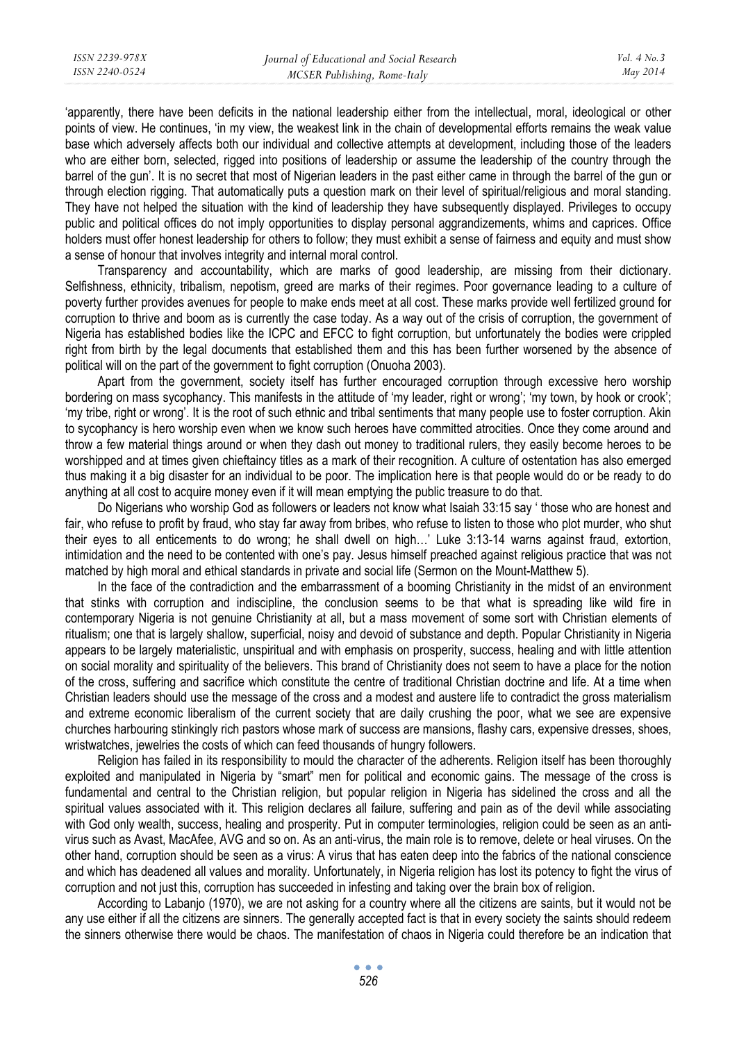'apparently, there have been deficits in the national leadership either from the intellectual, moral, ideological or other points of view. He continues, 'in my view, the weakest link in the chain of developmental efforts remains the weak value base which adversely affects both our individual and collective attempts at development, including those of the leaders who are either born, selected, rigged into positions of leadership or assume the leadership of the country through the barrel of the gun'. It is no secret that most of Nigerian leaders in the past either came in through the barrel of the gun or through election rigging. That automatically puts a question mark on their level of spiritual/religious and moral standing. They have not helped the situation with the kind of leadership they have subsequently displayed. Privileges to occupy public and political offices do not imply opportunities to display personal aggrandizements, whims and caprices. Office holders must offer honest leadership for others to follow; they must exhibit a sense of fairness and equity and must show a sense of honour that involves integrity and internal moral control.

Transparency and accountability, which are marks of good leadership, are missing from their dictionary. Selfishness, ethnicity, tribalism, nepotism, greed are marks of their regimes. Poor governance leading to a culture of poverty further provides avenues for people to make ends meet at all cost. These marks provide well fertilized ground for corruption to thrive and boom as is currently the case today. As a way out of the crisis of corruption, the government of Nigeria has established bodies like the ICPC and EFCC to fight corruption, but unfortunately the bodies were crippled right from birth by the legal documents that established them and this has been further worsened by the absence of political will on the part of the government to fight corruption (Onuoha 2003).

Apart from the government, society itself has further encouraged corruption through excessive hero worship bordering on mass sycophancy. This manifests in the attitude of 'my leader, right or wrong'; 'my town, by hook or crook'; 'my tribe, right or wrong'. It is the root of such ethnic and tribal sentiments that many people use to foster corruption. Akin to sycophancy is hero worship even when we know such heroes have committed atrocities. Once they come around and throw a few material things around or when they dash out money to traditional rulers, they easily become heroes to be worshipped and at times given chieftaincy titles as a mark of their recognition. A culture of ostentation has also emerged thus making it a big disaster for an individual to be poor. The implication here is that people would do or be ready to do anything at all cost to acquire money even if it will mean emptying the public treasure to do that.

Do Nigerians who worship God as followers or leaders not know what Isaiah 33:15 say ' those who are honest and fair, who refuse to profit by fraud, who stay far away from bribes, who refuse to listen to those who plot murder, who shut their eyes to all enticements to do wrong; he shall dwell on high…' Luke 3:13-14 warns against fraud, extortion, intimidation and the need to be contented with one's pay. Jesus himself preached against religious practice that was not matched by high moral and ethical standards in private and social life (Sermon on the Mount-Matthew 5).

In the face of the contradiction and the embarrassment of a booming Christianity in the midst of an environment that stinks with corruption and indiscipline, the conclusion seems to be that what is spreading like wild fire in contemporary Nigeria is not genuine Christianity at all, but a mass movement of some sort with Christian elements of ritualism; one that is largely shallow, superficial, noisy and devoid of substance and depth. Popular Christianity in Nigeria appears to be largely materialistic, unspiritual and with emphasis on prosperity, success, healing and with little attention on social morality and spirituality of the believers. This brand of Christianity does not seem to have a place for the notion of the cross, suffering and sacrifice which constitute the centre of traditional Christian doctrine and life. At a time when Christian leaders should use the message of the cross and a modest and austere life to contradict the gross materialism and extreme economic liberalism of the current society that are daily crushing the poor, what we see are expensive churches harbouring stinkingly rich pastors whose mark of success are mansions, flashy cars, expensive dresses, shoes, wristwatches, jewelries the costs of which can feed thousands of hungry followers.

Religion has failed in its responsibility to mould the character of the adherents. Religion itself has been thoroughly exploited and manipulated in Nigeria by "smart" men for political and economic gains. The message of the cross is fundamental and central to the Christian religion, but popular religion in Nigeria has sidelined the cross and all the spiritual values associated with it. This religion declares all failure, suffering and pain as of the devil while associating with God only wealth, success, healing and prosperity. Put in computer terminologies, religion could be seen as an anti-virus such as Avast, MacAfee, AVG and so on. As an anti-virus, the main role is to remove, delete or heal viruses. On the other hand, corruption should be seen as a virus: A virus that has eaten deep into the fabrics of the national conscience and which has deadened all values and morality. Unfortunately, in Nigeria religion has lost its potency to fight the virus of corruption and not just this, corruption has succeeded in infesting and taking over the brain box of religion.

According to Labanjo (1970), we are not asking for a country where all the citizens are saints, but it would not be any use either if all the citizens are sinners. The generally accepted fact is that in every society the saints should redeem the sinners otherwise there would be chaos. The manifestation of chaos in Nigeria could therefore be an indication that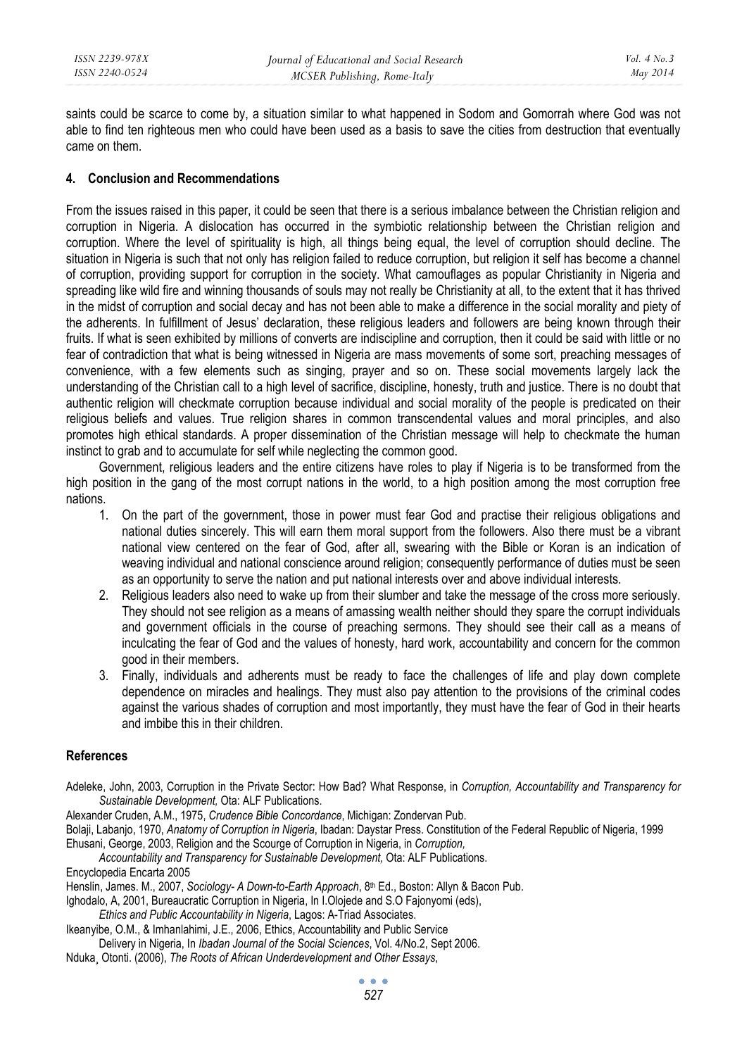saints could be scarce to come by, a situation similar to what happened in Sodom and Gomorrah where God was not able to find ten righteous men who could have been used as a basis to save the cities from destruction that eventually came on them.

## 4. Conclusion and Recommendations

From the issues raised in this paper, it could be seen that there is a serious imbalance between the Christian religion and corruption in Nigeria. A dislocation has occurred in the symbiotic relationship between the Christian religion and corruption. Where the level of spirituality is high, all things being equal, the level of corruption should decline. The situation in Nigeria is such that not only has religion failed to reduce corruption, but religion it self has become a channel of corruption, providing support for corruption in the society. What camouflages as popular Christianity in Nigeria and spreading like wild fire and winning thousands of souls may not really be Christianity at all, to the extent that it has thrived in the midst of corruption and social decay and has not been able to make a difference in the social morality and piety of the adherents. In fulfillment of Jesus' declaration, these religious leaders and followers are being known through their fruits. If what is seen exhibited by millions of converts are indiscipline and corruption, then it could be said with little or no fear of contradiction that what is being witnessed in Nigeria are mass movements of some sort, preaching messages of convenience, with a few elements such as singing, prayer and so on. These social movements largely lack the understanding of the Christian call to a high level of sacrifice, discipline, honesty, truth and justice. There is no doubt that authentic religion will checkmate corruption because individual and social morality of the people is predicated on their religious beliefs and values. True religion shares in common transcendental values and moral principles, and also promotes high ethical standards. A proper dissemination of the Christian message will help to checkmate the human instinct to grab and to accumulate for self while neglecting the common good.

Government, religious leaders and the entire citizens have roles to play if Nigeria is to be transformed from the high position in the gang of the most corrupt nations in the world, to a high position among the most corruption free nations.

1. On the part of the government, those in power must fear God and practise their religious obligations and national duties sincerely. This will earn them moral support from the followers. Also there must be a vibrant national view centered on the fear of God, after all, swearing with the Bible or Koran is an indication of weaving individual and national conscience around religion; consequently performance of duties must be seen as an opportunity to serve the nation and put national interests over and above individual interests.
2. Religious leaders also need to wake up from their slumber and take the message of the cross more seriously. They should not see religion as a means of amassing wealth neither should they spare the corrupt individuals and government officials in the course of preaching sermons. They should see their call as a means of inculcating the fear of God and the values of honesty, hard work, accountability and concern for the common good in their members.
3. Finally, individuals and adherents must be ready to face the challenges of life and play down complete dependence on miracles and healings. They must also pay attention to the provisions of the criminal codes against the various shades of corruption and most importantly, they must have the fear of God in their hearts and imbibe this in their children.

## References

Adeleke, John, 2003, Corruption in the Private Sector: How Bad? What Response, in *Corruption, Accountability and Transparency for Sustainable Development,* Ota: ALF Publications.

Alexander Cruden, A.M., 1975, *Crudence Bible Concordance*, Michigan: Zondervan Pub.

Bolaji, Labanjo, 1970, *Anatomy of Corruption in Nigeria*, Ibadan: Daystar Press. Constitution of the Federal Republic of Nigeria, 1999

Ehusani, George, 2003, Religion and the Scourge of Corruption in Nigeria, in *Corruption, Accountability and Transparency for Sustainable Development,* Ota: ALF Publications.

Encyclopedia Encarta 2005

Henslin, James. M., 2007, *Sociology- A Down-to-Earth Approach*, 8th Ed., Boston: Allyn & Bacon Pub.

Ighodalo, A, 2001, Bureaucratic Corruption in Nigeria, In I.Olojede and S.O Fajonyomi (eds), *Ethics and Public Accountability in Nigeria*, Lagos: A-Triad Associates.

Ikeanyibe, O.M., & Imhanlahimi, J.E., 2006, Ethics, Accountability and Public Service Delivery in Nigeria, In *Ibadan Journal of the Social Sciences*, Vol. 4/No.2, Sept 2006.

Nduka¸ Otonti. (2006), *The Roots of African Underdevelopment and Other Essays*,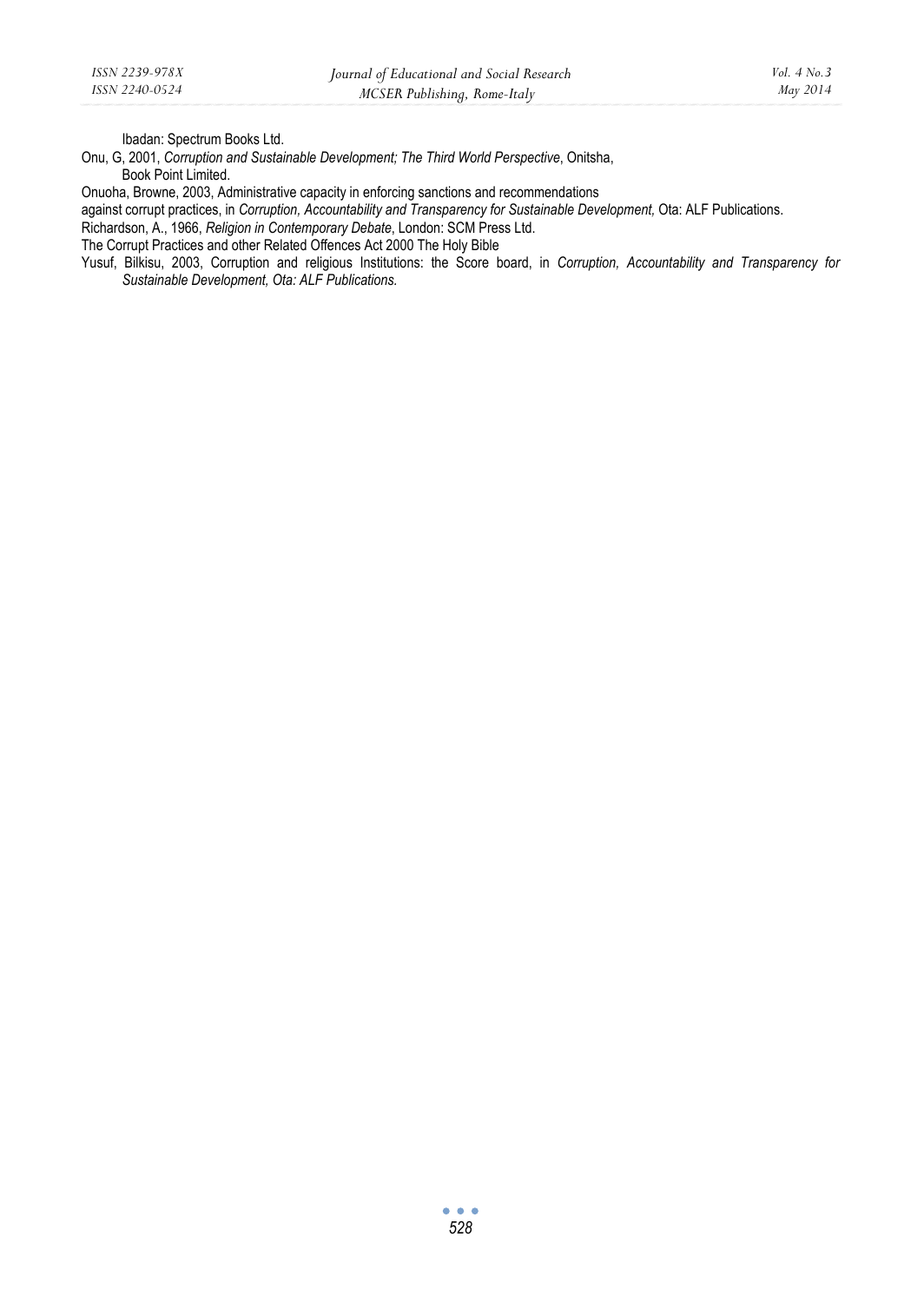Ibadan: Spectrum Books Ltd.

Onu, G, 2001, *Corruption and Sustainable Development; The Third World Perspective*, Onitsha, Book Point Limited.

Onuoha, Browne, 2003, Administrative capacity in enforcing sanctions and recommendations against corrupt practices, in *Corruption, Accountability and Transparency for Sustainable Development,* Ota: ALF Publications.

Richardson, A., 1966, *Religion in Contemporary Debate*, London: SCM Press Ltd.

The Corrupt Practices and other Related Offences Act 2000 The Holy Bible

Yusuf, Bilkisu, 2003, Corruption and religious Institutions: the Score board, in *Corruption, Accountability and Transparency for Sustainable Development, Ota: ALF Publications.*